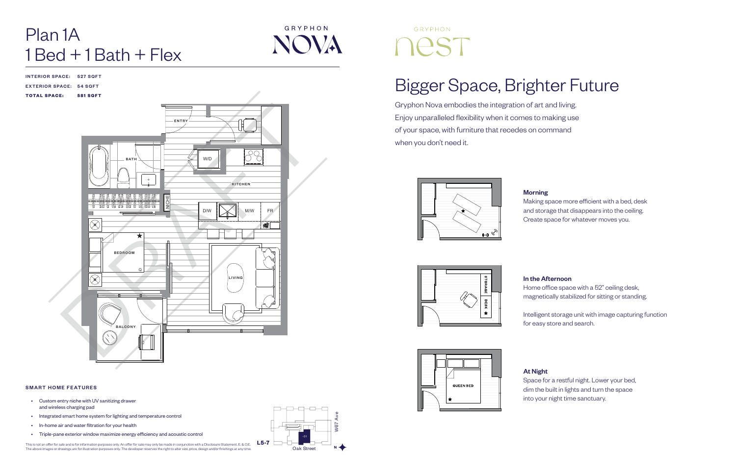# Plan 1A
## 1 Bed + 1 Bath + Flex

GRYPHON NOVA

**INTERIOR SPACE:** 527 SQFT
**EXTERIOR SPACE:** 54 SQFT
**TOTAL SPACE:** 581 SQFT

### SMART HOME FEATURES

- Custom entry niche with UV sanitizing drawer and wireless charging pad
- Integrated smart home system for lighting and temperature control
- In-home air and water filtration for your health
- Triple-pane exterior window maximize energy efficiency and acoustic control

This is not an offer for sale and is for information purposes only. An offer for sale may only be made in conjunction with a Disclosure Statement. E. & O.E. The above images or drawings are for illustration purposes only. The developer reserves the right to alter size, price, design and/or finishings at any time.

L5-7

GRYPHON nest

# Bigger Space, Brighter Future

Gryphon Nova embodies the integration of art and living. Enjoy unparalleled flexibility when it comes to making use of your space, with furniture that recedes on command when you don't need it.

**Morning**

Making space more efficient with a bed, desk and storage that disappears into the ceiling. Create space for whatever moves you.

**In the Afternoon**

Home office space with a 52" ceiling desk, magnetically stabilized for sitting or standing.

Intelligent storage unit with image capturing function for easy store and search.

**At Night**

Space for a restful night. Lower your bed, dim the built in lights and turn the space into your night time sanctuary.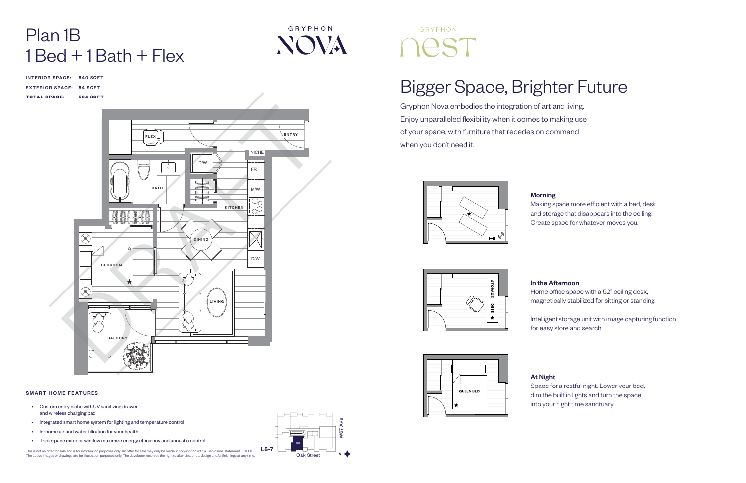# Plan 1B
## 1 Bed + 1 Bath + Flex

GRYPHON NOVA

**INTERIOR SPACE:** 540 SQFT
**EXTERIOR SPACE:** 54 SQFT
**TOTAL SPACE:** 594 SQFT

FLEX
ENTRY
NICHE
D/W
FR
BATH
M/W
KITCHEN
DINING
BEDROOM
D/W
LIVING
BALCONY

DRAFT

### SMART HOME FEATURES

- Custom entry niche with UV sanitizing drawer and wireless charging pad
- Integrated smart home system for lighting and temperature control
- In-home air and water filtration for your health
- Triple-pane exterior window maximize energy efficiency and acoustic control

This is not an offer for sale and is for information purposes only. An offer for sale may only be made in conjunction with a Disclosure Statement. E. & O.E. The above images or drawings are for illustration purposes only. The developer reserves the right to alter size, price, design and/or finishings at any time.

L5-7

-02
W67 Ave
Oak Street
N

GRYPHON nest

# Bigger Space, Brighter Future

Gryphon Nova embodies the integration of art and living. Enjoy unparalleled flexibility when it comes to making use of your space, with furniture that recedes on command when you don't need it.

**Morning**

Making space more efficient with a bed, desk and storage that disappears into the ceiling. Create space for whatever moves you.

STORAGE
DESK

**In the Afternoon**

Home office space with a 52" ceiling desk, magnetically stabilized for sitting or standing.

Intelligent storage unit with image capturing function for easy store and search.

QUEEN BED

**At Night**

Space for a restful night. Lower your bed, dim the built in lights and turn the space into your night time sanctuary.